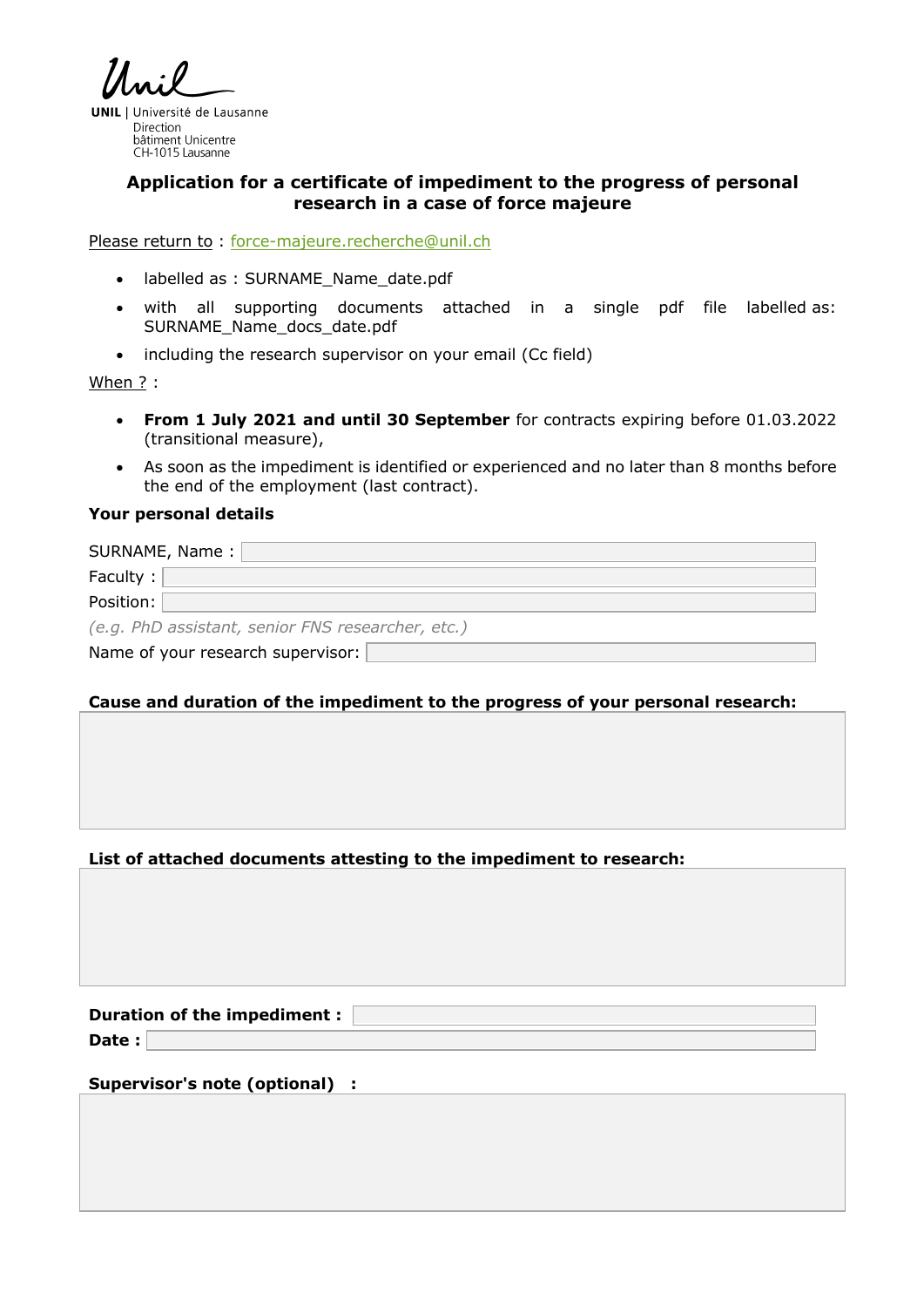UNIL | Université de Lausanne
Direction
bâtiment Unicentre
CH-1015 Lausanne

# Application for a certificate of impediment to the progress of personal research in a case of force majeure

Please return to : force-majeure.recherche@unil.ch

- labelled as : SURNAME_Name_date.pdf
- with all supporting documents attached in a single pdf file labelled as: SURNAME_Name_docs_date.pdf
- including the research supervisor on your email (Cc field)

When ? :

- **From 1 July 2021 and until 30 September** for contracts expiring before 01.03.2022 (transitional measure),
- As soon as the impediment is identified or experienced and no later than 8 months before the end of the employment (last contract).

**Your personal details**

SURNAME, Name :

Faculty :

Position:

*(e.g. PhD assistant, senior FNS researcher, etc.)*

Name of your research supervisor:

**Cause and duration of the impediment to the progress of your personal research:**

**List of attached documents attesting to the impediment to research:**

**Duration of the impediment :**

**Date :**

**Supervisor's note (optional) :**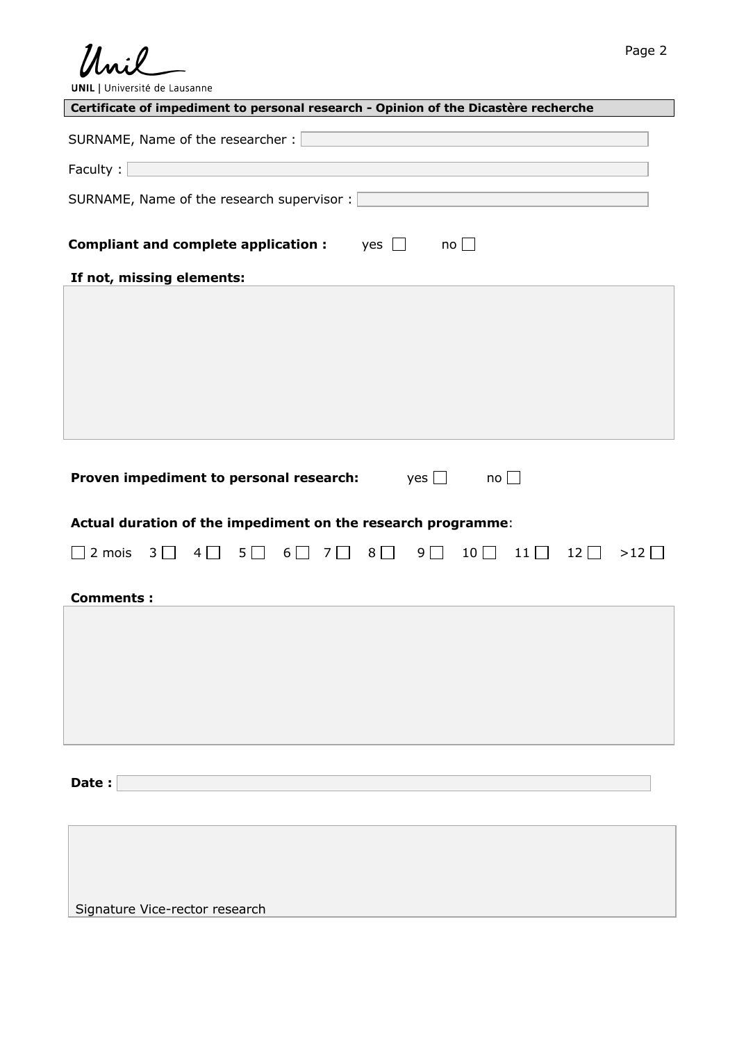UNIL | Université de Lausanne

**Certificate of impediment to personal research - Opinion of the Dicastère recherche**

SURNAME, Name of the researcher :

Faculty :

SURNAME, Name of the research supervisor :

**Compliant and complete application :** yes ☐ no ☐

**If not, missing elements:**

**Proven impediment to personal research:** yes ☐ no ☐

**Actual duration of the impediment on the research programme**:

☐ 2 mois 3 ☐ 4 ☐ 5 ☐ 6 ☐ 7 ☐ 8 ☐ 9 ☐ 10 ☐ 11 ☐ 12 ☐ >12 ☐

**Comments :**

**Date :**

Signature Vice-rector research